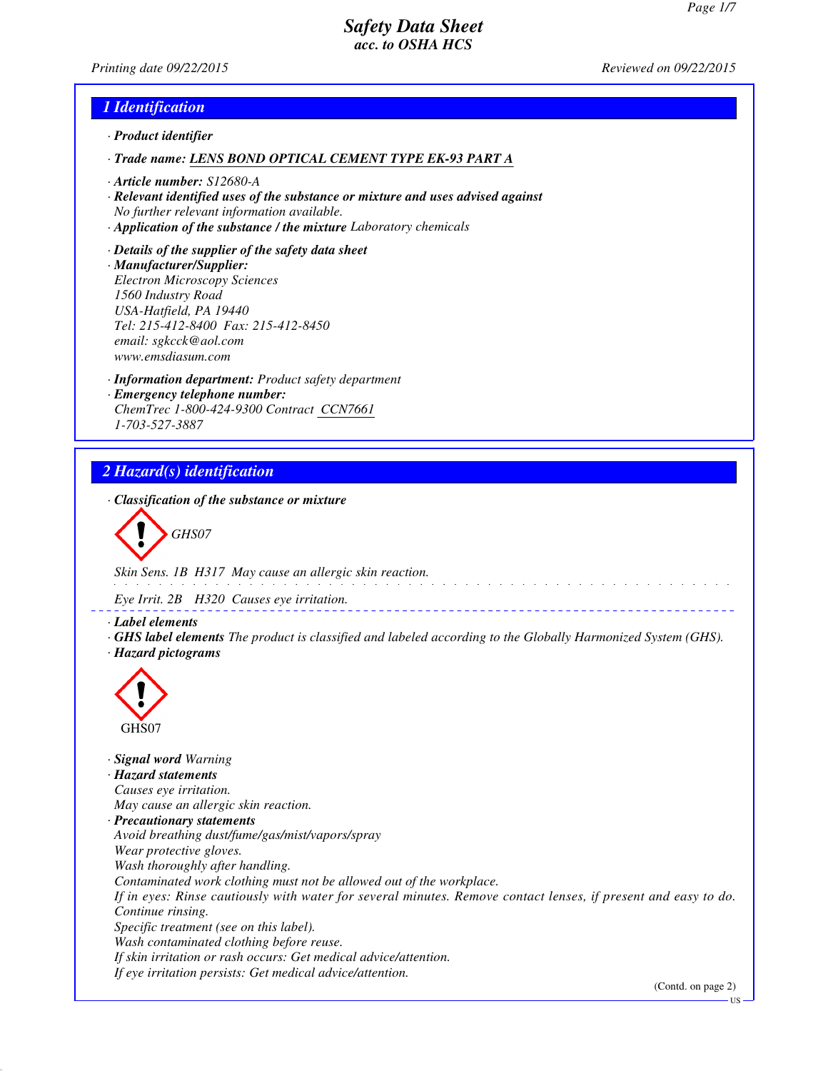# Safety Data Sheet
## acc. to OSHA HCS

Printing date 09/22/2015 Reviewed on 09/22/2015

## 1 Identification

· **Product identifier**

· **Trade name:** **LENS BOND OPTICAL CEMENT TYPE EK-93 PART A**

· **Article number:** S12680-A

· **Relevant identified uses of the substance or mixture and uses advised against**
No further relevant information available.

· **Application of the substance / the mixture** Laboratory chemicals

· **Details of the supplier of the safety data sheet**

· **Manufacturer/Supplier:**
Electron Microscopy Sciences
1560 Industry Road
USA-Hatfield, PA 19440
Tel: 215-412-8400 Fax: 215-412-8450
email: sgkcck@aol.com
www.emsdiasum.com

· **Information department:** Product safety department

· **Emergency telephone number:**
ChemTrec 1-800-424-9300 Contract CCN7661
1-703-527-3887

## 2 Hazard(s) identification

· **Classification of the substance or mixture**

GHS07

Skin Sens. 1B H317 May cause an allergic skin reaction.

Eye Irrit. 2B H320 Causes eye irritation.

· **Label elements**

· **GHS label elements** The product is classified and labeled according to the Globally Harmonized System (GHS).

· **Hazard pictograms**

GHS07

· **Signal word** Warning

· **Hazard statements**
Causes eye irritation.
May cause an allergic skin reaction.

· **Precautionary statements**
Avoid breathing dust/fume/gas/mist/vapors/spray
Wear protective gloves.
Wash thoroughly after handling.
Contaminated work clothing must not be allowed out of the workplace.
If in eyes: Rinse cautiously with water for several minutes. Remove contact lenses, if present and easy to do. Continue rinsing.
Specific treatment (see on this label).
Wash contaminated clothing before reuse.
If skin irritation or rash occurs: Get medical advice/attention.
If eye irritation persists: Get medical advice/attention.

(Contd. on page 2)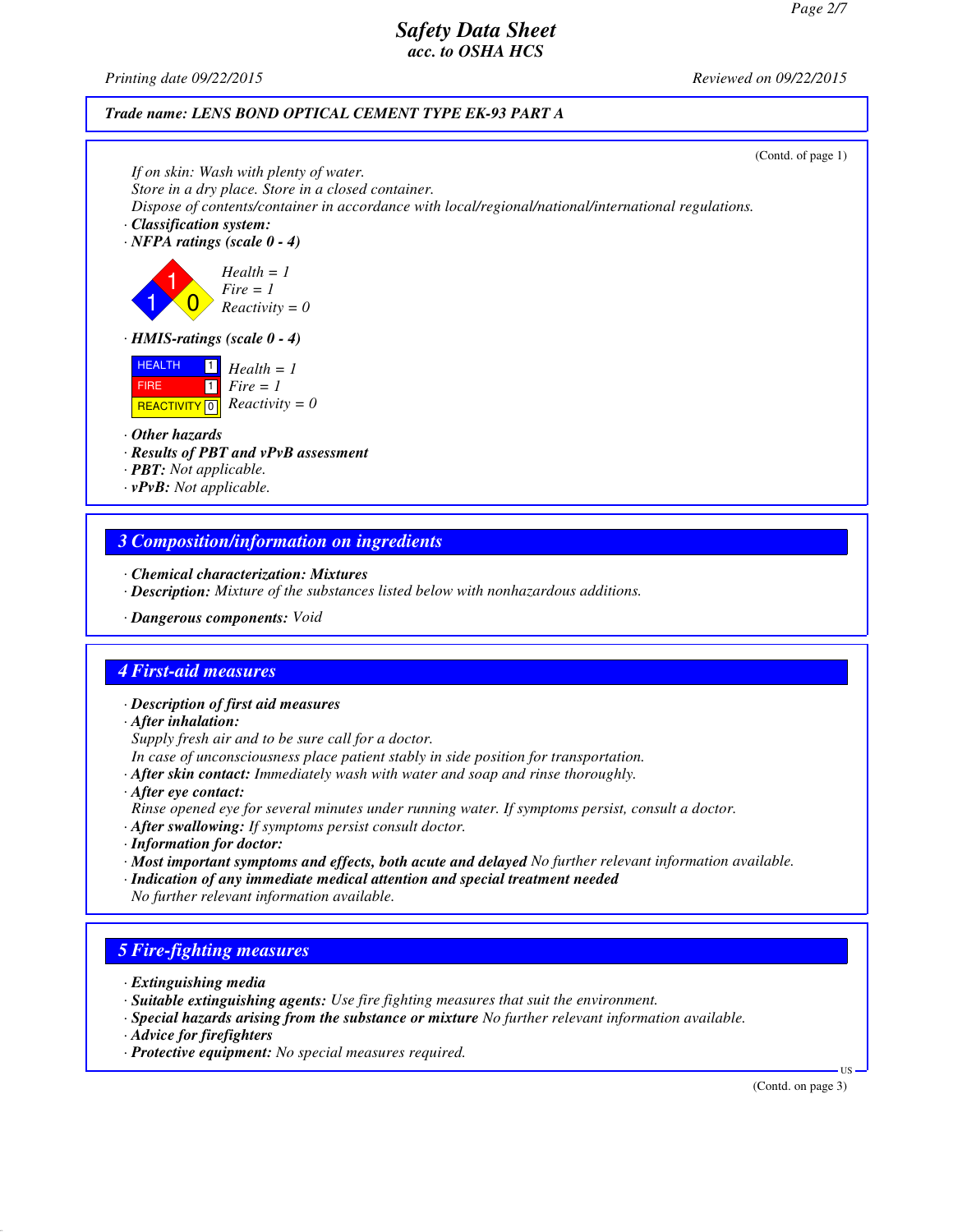**Trade name: LENS BOND OPTICAL CEMENT TYPE EK-93 PART A**

(Contd. of page 1)

If on skin: Wash with plenty of water.
Store in a dry place. Store in a closed container.
Dispose of contents/container in accordance with local/regional/national/international regulations.

· **Classification system:**

· **NFPA ratings (scale 0 - 4)**

Health = 1
Fire = 1
Reactivity = 0

· **HMIS-ratings (scale 0 - 4)**

| | | |
|---|---|---|
| HEALTH | 1 | Health = 1 |
| FIRE | 1 | Fire = 1 |
| REACTIVITY | 0 | Reactivity = 0 |

· **Other hazards**
· **Results of PBT and vPvB assessment**
· **PBT:** Not applicable.
· **vPvB:** Not applicable.

## 3 Composition/information on ingredients

· **Chemical characterization: Mixtures**
· **Description:** Mixture of the substances listed below with nonhazardous additions.

· **Dangerous components:** Void

## 4 First-aid measures

· **Description of first aid measures**
· **After inhalation:**
Supply fresh air and to be sure call for a doctor.
In case of unconsciousness place patient stably in side position for transportation.
· **After skin contact:** Immediately wash with water and soap and rinse thoroughly.
· **After eye contact:**
Rinse opened eye for several minutes under running water. If symptoms persist, consult a doctor.
· **After swallowing:** If symptoms persist consult doctor.
· **Information for doctor:**
· **Most important symptoms and effects, both acute and delayed** No further relevant information available.
· **Indication of any immediate medical attention and special treatment needed**
No further relevant information available.

## 5 Fire-fighting measures

· **Extinguishing media**
· **Suitable extinguishing agents:** Use fire fighting measures that suit the environment.
· **Special hazards arising from the substance or mixture** No further relevant information available.
· **Advice for firefighters**
· **Protective equipment:** No special measures required.

(Contd. on page 3)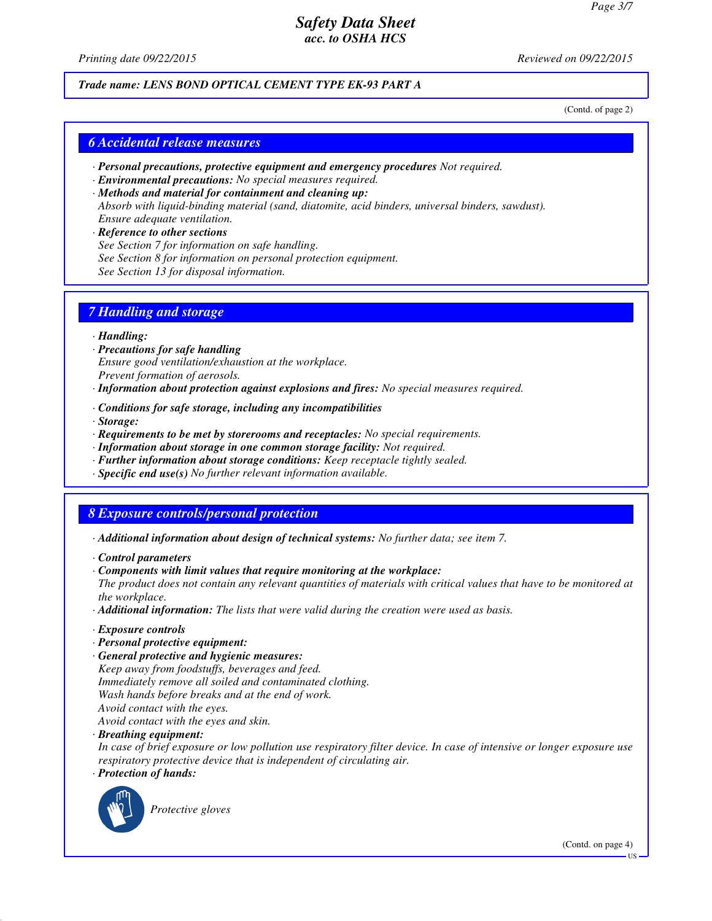**Trade name: LENS BOND OPTICAL CEMENT TYPE EK-93 PART A**

(Contd. of page 2)

## 6 Accidental release measures

· **Personal precautions, protective equipment and emergency procedures** Not required.
· **Environmental precautions:** No special measures required.
· **Methods and material for containment and cleaning up:**
Absorb with liquid-binding material (sand, diatomite, acid binders, universal binders, sawdust).
Ensure adequate ventilation.
· **Reference to other sections**
See Section 7 for information on safe handling.
See Section 8 for information on personal protection equipment.
See Section 13 for disposal information.

## 7 Handling and storage

· **Handling:**
· **Precautions for safe handling**
Ensure good ventilation/exhaustion at the workplace.
Prevent formation of aerosols.
· **Information about protection against explosions and fires:** No special measures required.

· **Conditions for safe storage, including any incompatibilities**
· **Storage:**
· **Requirements to be met by storerooms and receptacles:** No special requirements.
· **Information about storage in one common storage facility:** Not required.
· **Further information about storage conditions:** Keep receptacle tightly sealed.
· **Specific end use(s)** No further relevant information available.

## 8 Exposure controls/personal protection

· **Additional information about design of technical systems:** No further data; see item 7.

· **Control parameters**
· **Components with limit values that require monitoring at the workplace:**
The product does not contain any relevant quantities of materials with critical values that have to be monitored at the workplace.
· **Additional information:** The lists that were valid during the creation were used as basis.

· **Exposure controls**
· **Personal protective equipment:**
· **General protective and hygienic measures:**
Keep away from foodstuffs, beverages and feed.
Immediately remove all soiled and contaminated clothing.
Wash hands before breaks and at the end of work.
Avoid contact with the eyes.
Avoid contact with the eyes and skin.
· **Breathing equipment:**
In case of brief exposure or low pollution use respiratory filter device. In case of intensive or longer exposure use respiratory protective device that is independent of circulating air.
· **Protection of hands:**

Protective gloves

(Contd. on page 4)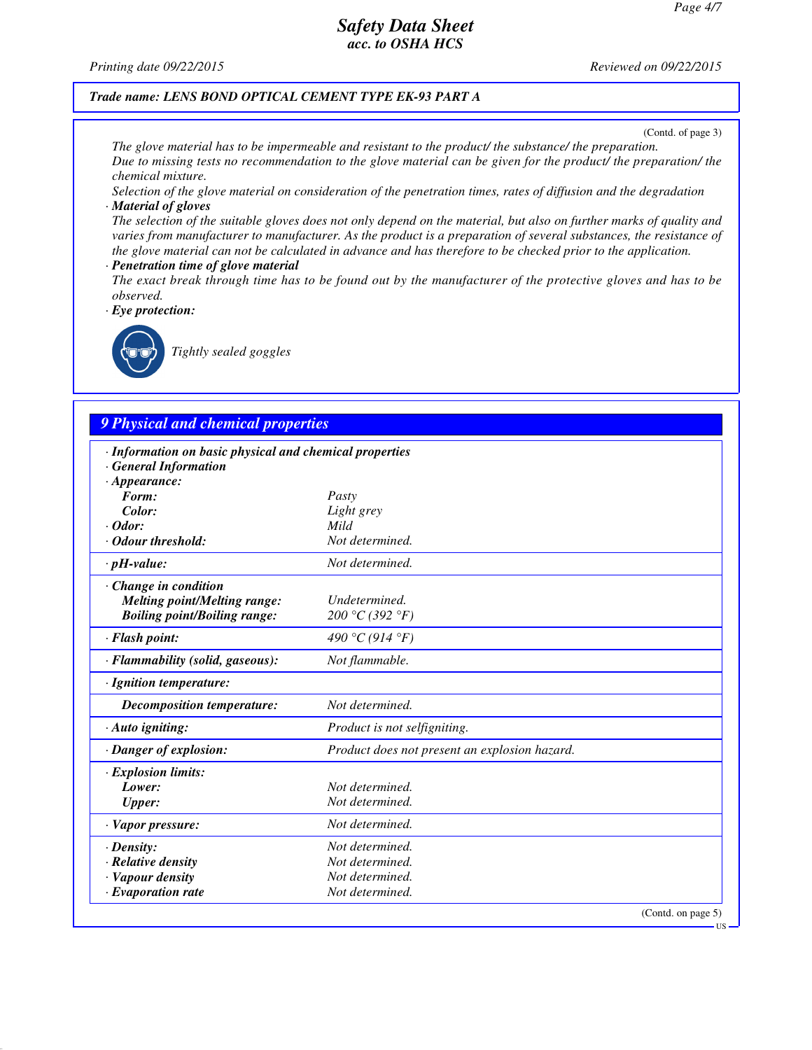**Trade name: LENS BOND OPTICAL CEMENT TYPE EK-93 PART A**

(Contd. of page 3)

*The glove material has to be impermeable and resistant to the product/ the substance/ the preparation.*
*Due to missing tests no recommendation to the glove material can be given for the product/ the preparation/ the chemical mixture.*
*Selection of the glove material on consideration of the penetration times, rates of diffusion and the degradation*

· ***Material of gloves***
*The selection of the suitable gloves does not only depend on the material, but also on further marks of quality and varies from manufacturer to manufacturer. As the product is a preparation of several substances, the resistance of the glove material can not be calculated in advance and has therefore to be checked prior to the application.*

· ***Penetration time of glove material***
*The exact break through time has to be found out by the manufacturer of the protective gloves and has to be observed.*

· ***Eye protection:***

*Tightly sealed goggles*

## 9 Physical and chemical properties

| · Information on basic physical and chemical properties | |
|---|---|
| · General Information | |
| · Appearance: | |
| Form: | Pasty |
| Color: | Light grey |
| · Odor: | Mild |
| · Odour threshold: | Not determined. |
| · pH-value: | Not determined. |
| · Change in condition | |
| Melting point/Melting range: | Undetermined. |
| Boiling point/Boiling range: | 200 °C (392 °F) |
| · Flash point: | 490 °C (914 °F) |
| · Flammability (solid, gaseous): | Not flammable. |
| · Ignition temperature: | |
| Decomposition temperature: | Not determined. |
| · Auto igniting: | Product is not selfigniting. |
| · Danger of explosion: | Product does not present an explosion hazard. |
| · Explosion limits: | |
| Lower: | Not determined. |
| Upper: | Not determined. |
| · Vapor pressure: | Not determined. |
| · Density: | Not determined. |
| · Relative density | Not determined. |
| · Vapour density | Not determined. |
| · Evaporation rate | Not determined. |

(Contd. on page 5)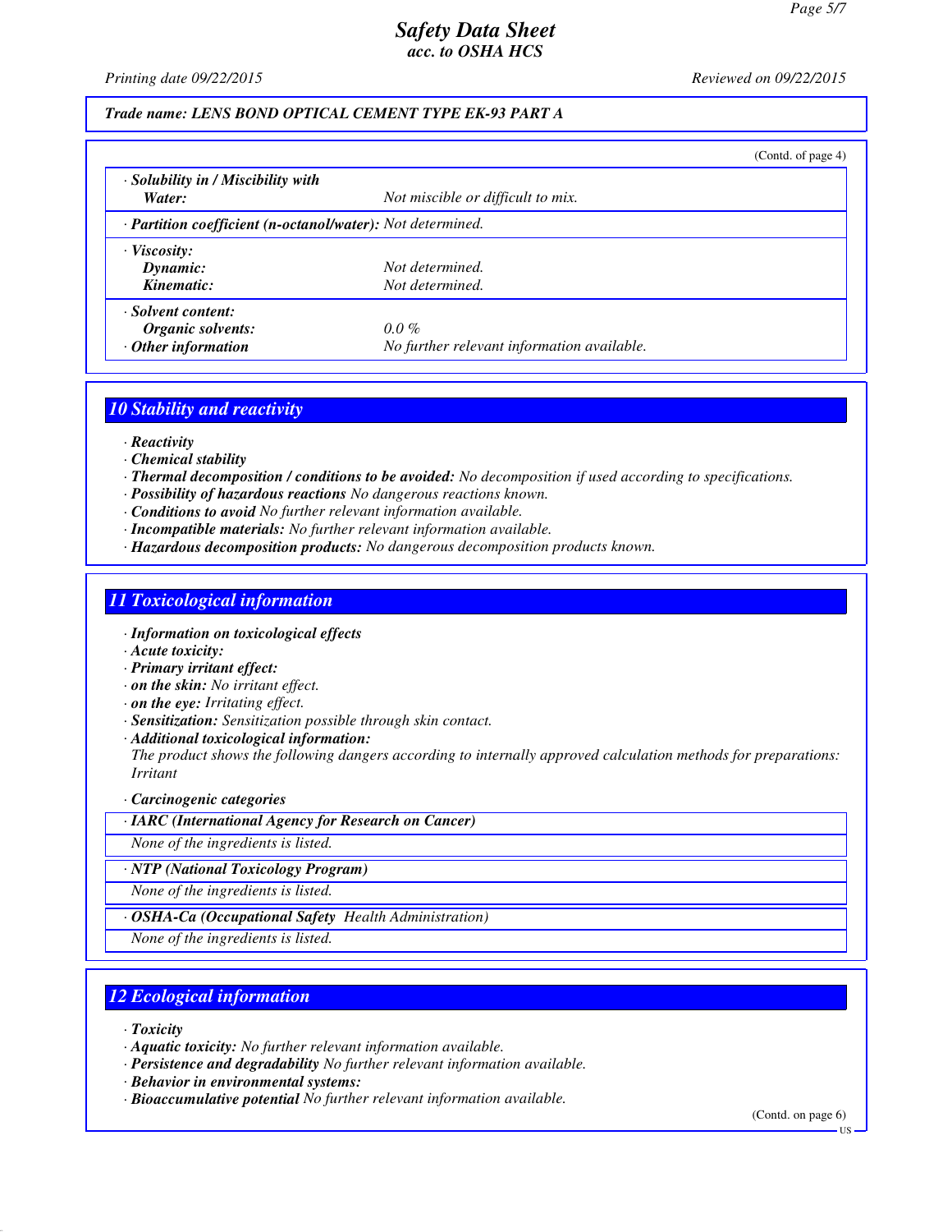**Trade name: LENS BOND OPTICAL CEMENT TYPE EK-93 PART A**

(Contd. of page 4)

| | |
|---|---|
| · **Solubility in / Miscibility with** | |
| **Water:** | Not miscible or difficult to mix. |
| · **Partition coefficient (n-octanol/water):** | Not determined. |
| · **Viscosity:** | |
| **Dynamic:** | Not determined. |
| **Kinematic:** | Not determined. |
| · **Solvent content:** | |
| **Organic solvents:** | 0.0 % |
| · **Other information** | No further relevant information available. |

## 10 Stability and reactivity

· **Reactivity**
· **Chemical stability**
· **Thermal decomposition / conditions to be avoided:** No decomposition if used according to specifications.
· **Possibility of hazardous reactions** No dangerous reactions known.
· **Conditions to avoid** No further relevant information available.
· **Incompatible materials:** No further relevant information available.
· **Hazardous decomposition products:** No dangerous decomposition products known.

## 11 Toxicological information

· **Information on toxicological effects**
· **Acute toxicity:**
· **Primary irritant effect:**
· **on the skin:** No irritant effect.
· **on the eye:** Irritating effect.
· **Sensitization:** Sensitization possible through skin contact.
· **Additional toxicological information:**
The product shows the following dangers according to internally approved calculation methods for preparations:
Irritant

· **Carcinogenic categories**

| · **IARC (International Agency for Research on Cancer)** |
|---|
| None of the ingredients is listed. |

| · **NTP (National Toxicology Program)** |
|---|
| None of the ingredients is listed. |

| · **OSHA-Ca (Occupational Safety Health Administration)** |
|---|
| None of the ingredients is listed. |

## 12 Ecological information

· **Toxicity**
· **Aquatic toxicity:** No further relevant information available.
· **Persistence and degradability** No further relevant information available.
· **Behavior in environmental systems:**
· **Bioaccumulative potential** No further relevant information available.

(Contd. on page 6)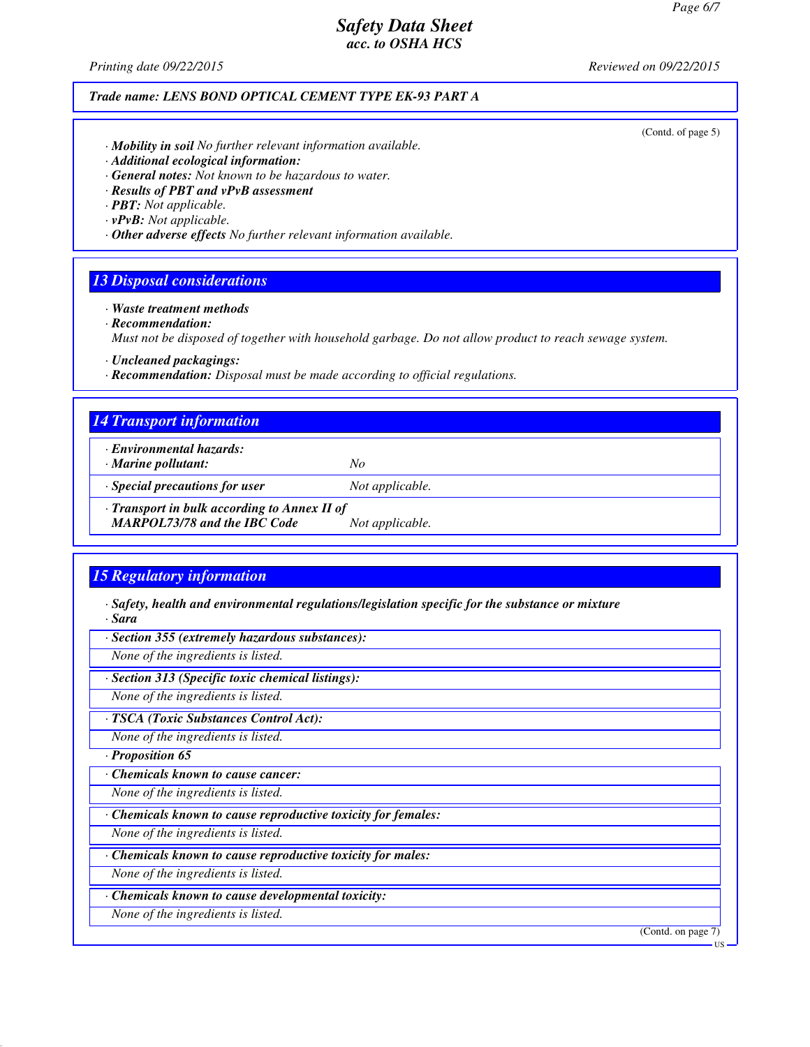(Contd. of page 5)

· **Mobility in soil** *No further relevant information available.*
· **Additional ecological information:**
· **General notes:** *Not known to be hazardous to water.*
· **Results of PBT and vPvB assessment**
· **PBT:** *Not applicable.*
· **vPvB:** *Not applicable.*
· **Other adverse effects** *No further relevant information available.*

## 13 Disposal considerations

· **Waste treatment methods**
· **Recommendation:**
*Must not be disposed of together with household garbage. Do not allow product to reach sewage system.*

· **Uncleaned packagings:**
· **Recommendation:** *Disposal must be made according to official regulations.*

## 14 Transport information

| | |
|---|---|
| · **Environmental hazards:** · **Marine pollutant:** | *No* |
| · **Special precautions for user** | *Not applicable.* |
| · **Transport in bulk according to Annex II of MARPOL73/78 and the IBC Code** | *Not applicable.* |

## 15 Regulatory information

· **Safety, health and environmental regulations/legislation specific for the substance or mixture**
· **Sara**

· **Section 355 (extremely hazardous substances):**
*None of the ingredients is listed.*

· **Section 313 (Specific toxic chemical listings):**
*None of the ingredients is listed.*

· **TSCA (Toxic Substances Control Act):**
*None of the ingredients is listed.*

· **Proposition 65**

· **Chemicals known to cause cancer:**
*None of the ingredients is listed.*

· **Chemicals known to cause reproductive toxicity for females:**
*None of the ingredients is listed.*

· **Chemicals known to cause reproductive toxicity for males:**
*None of the ingredients is listed.*

· **Chemicals known to cause developmental toxicity:**
*None of the ingredients is listed.*

(Contd. on page 7)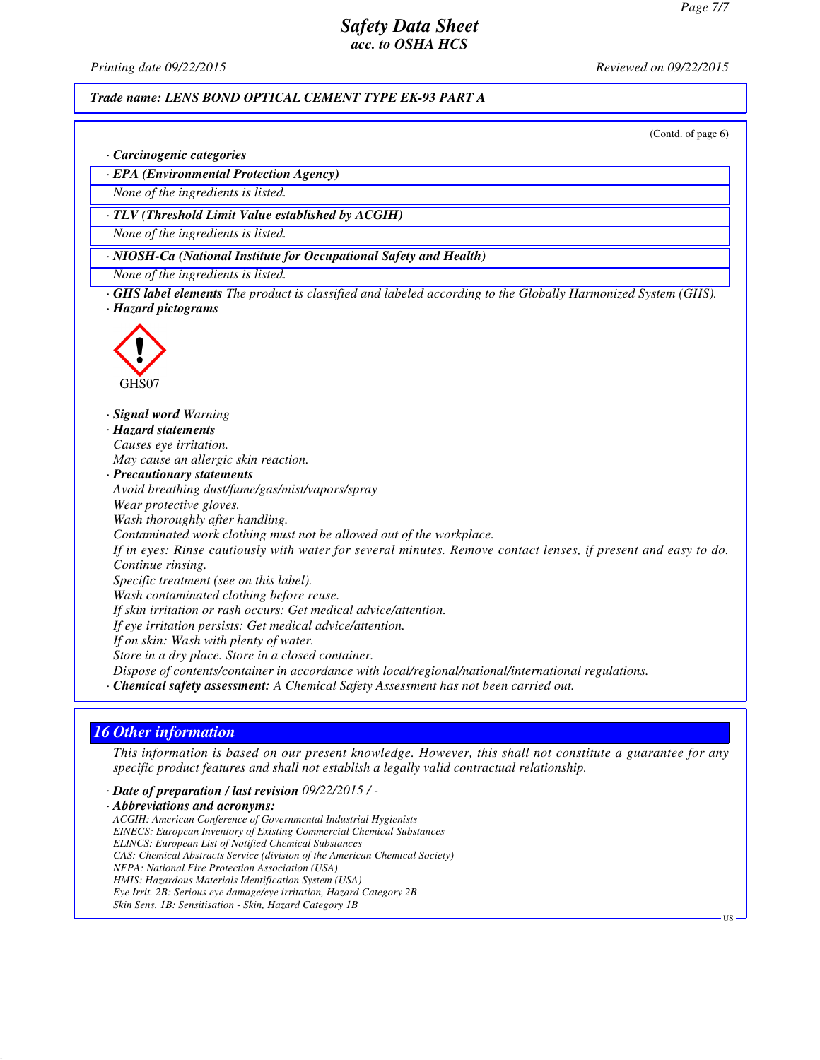*Trade name: LENS BOND OPTICAL CEMENT TYPE EK-93 PART A*

(Contd. of page 6)

· ***Carcinogenic categories***

· ***EPA (Environmental Protection Agency)***

*None of the ingredients is listed.*

· ***TLV (Threshold Limit Value established by ACGIH)***

*None of the ingredients is listed.*

· ***NIOSH-Ca (National Institute for Occupational Safety and Health)***

*None of the ingredients is listed.*

· ***GHS label elements*** *The product is classified and labeled according to the Globally Harmonized System (GHS).*

· ***Hazard pictograms***

GHS07

· ***Signal word*** *Warning*

· ***Hazard statements***

*Causes eye irritation.*
*May cause an allergic skin reaction.*

· ***Precautionary statements***

*Avoid breathing dust/fume/gas/mist/vapors/spray*
*Wear protective gloves.*
*Wash thoroughly after handling.*
*Contaminated work clothing must not be allowed out of the workplace.*
*If in eyes: Rinse cautiously with water for several minutes. Remove contact lenses, if present and easy to do. Continue rinsing.*
*Specific treatment (see on this label).*
*Wash contaminated clothing before reuse.*
*If skin irritation or rash occurs: Get medical advice/attention.*
*If eye irritation persists: Get medical advice/attention.*
*If on skin: Wash with plenty of water.*
*Store in a dry place. Store in a closed container.*
*Dispose of contents/container in accordance with local/regional/national/international regulations.*

· ***Chemical safety assessment:*** *A Chemical Safety Assessment has not been carried out.*

## *16 Other information*

*This information is based on our present knowledge. However, this shall not constitute a guarantee for any specific product features and shall not establish a legally valid contractual relationship.*

· ***Date of preparation / last revision*** *09/22/2015 / -*

· ***Abbreviations and acronyms:***

*ACGIH: American Conference of Governmental Industrial Hygienists*
*EINECS: European Inventory of Existing Commercial Chemical Substances*
*ELINCS: European List of Notified Chemical Substances*
*CAS: Chemical Abstracts Service (division of the American Chemical Society)*
*NFPA: National Fire Protection Association (USA)*
*HMIS: Hazardous Materials Identification System (USA)*
*Eye Irrit. 2B: Serious eye damage/eye irritation, Hazard Category 2B*
*Skin Sens. 1B: Sensitisation - Skin, Hazard Category 1B*